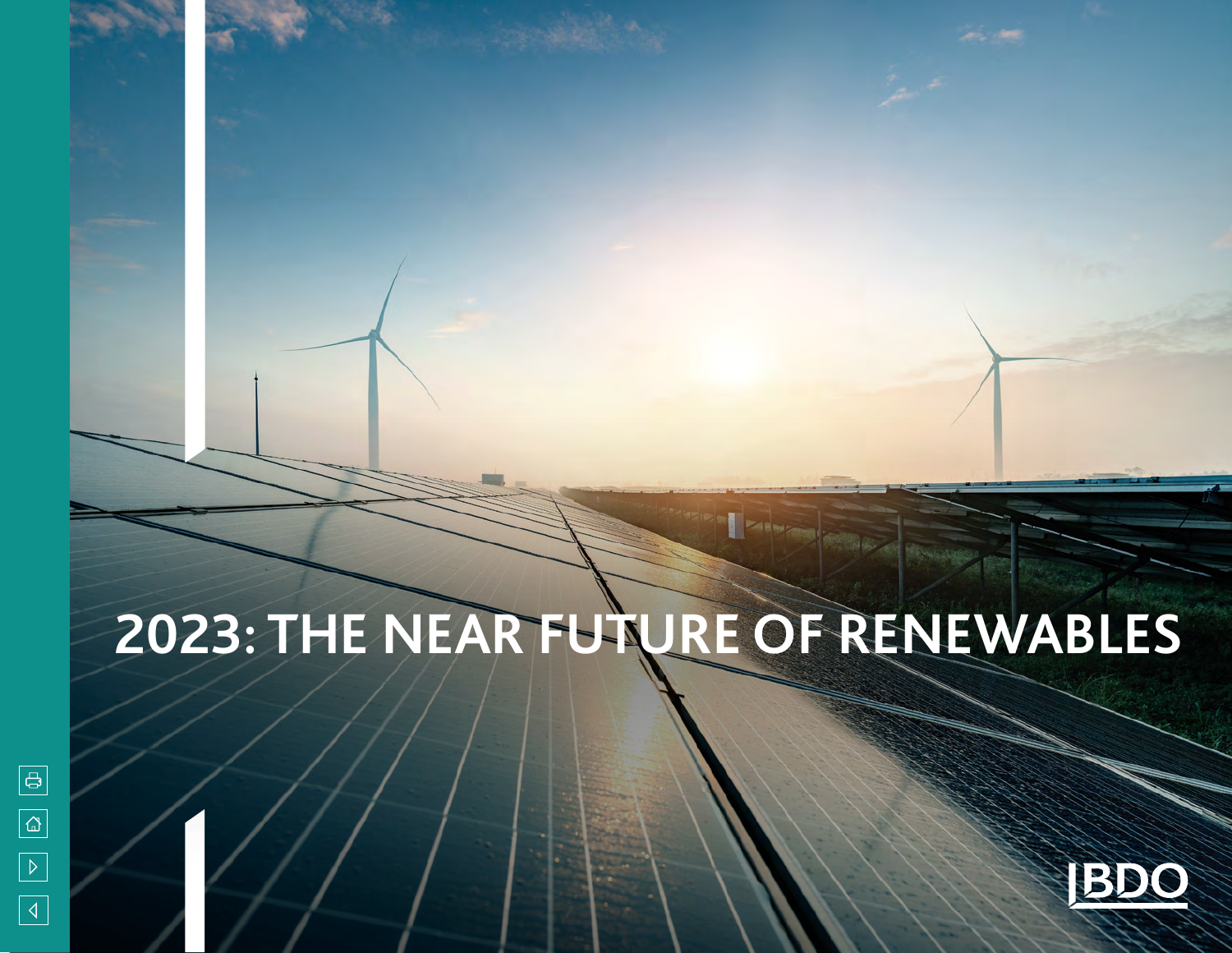# 2023: THE NEAR FUTURE OF RENEWABLES

BDO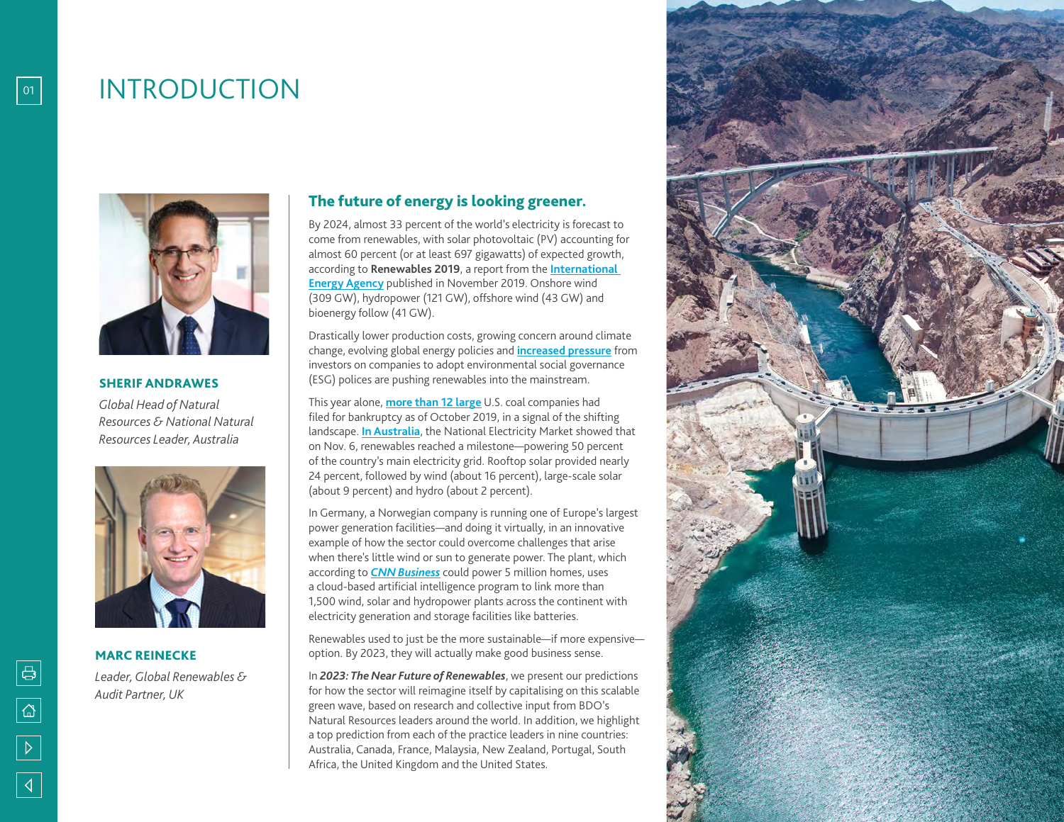# INTRODUCTION

**SHERIF ANDRAWES**

*Global Head of Natural Resources & National Natural Resources Leader, Australia*

**MARC REINECKE**

*Leader, Global Renewables & Audit Partner, UK*

## The future of energy is looking greener.

By 2024, almost 33 percent of the world's electricity is forecast to come from renewables, with solar photovoltaic (PV) accounting for almost 60 percent (or at least 697 gigawatts) of expected growth, according to **Renewables 2019**, a report from the International Energy Agency published in November 2019. Onshore wind (309 GW), hydropower (121 GW), offshore wind (43 GW) and bioenergy follow (41 GW).

Drastically lower production costs, growing concern around climate change, evolving global energy policies and increased pressure from investors on companies to adopt environmental social governance (ESG) polices are pushing renewables into the mainstream.

This year alone, more than 12 large U.S. coal companies had filed for bankruptcy as of October 2019, in a signal of the shifting landscape. In Australia, the National Electricity Market showed that on Nov. 6, renewables reached a milestone—powering 50 percent of the country's main electricity grid. Rooftop solar provided nearly 24 percent, followed by wind (about 16 percent), large-scale solar (about 9 percent) and hydro (about 2 percent).

In Germany, a Norwegian company is running one of Europe's largest power generation facilities—and doing it virtually, in an innovative example of how the sector could overcome challenges that arise when there's little wind or sun to generate power. The plant, which according to *CNN Business* could power 5 million homes, uses a cloud-based artificial intelligence program to link more than 1,500 wind, solar and hydropower plants across the continent with electricity generation and storage facilities like batteries.

Renewables used to just be the more sustainable—if more expensive—option. By 2023, they will actually make good business sense.

In ***2023: The Near Future of Renewables***, we present our predictions for how the sector will reimagine itself by capitalising on this scalable green wave, based on research and collective input from BDO's Natural Resources leaders around the world. In addition, we highlight a top prediction from each of the practice leaders in nine countries: Australia, Canada, France, Malaysia, New Zealand, Portugal, South Africa, the United Kingdom and the United States.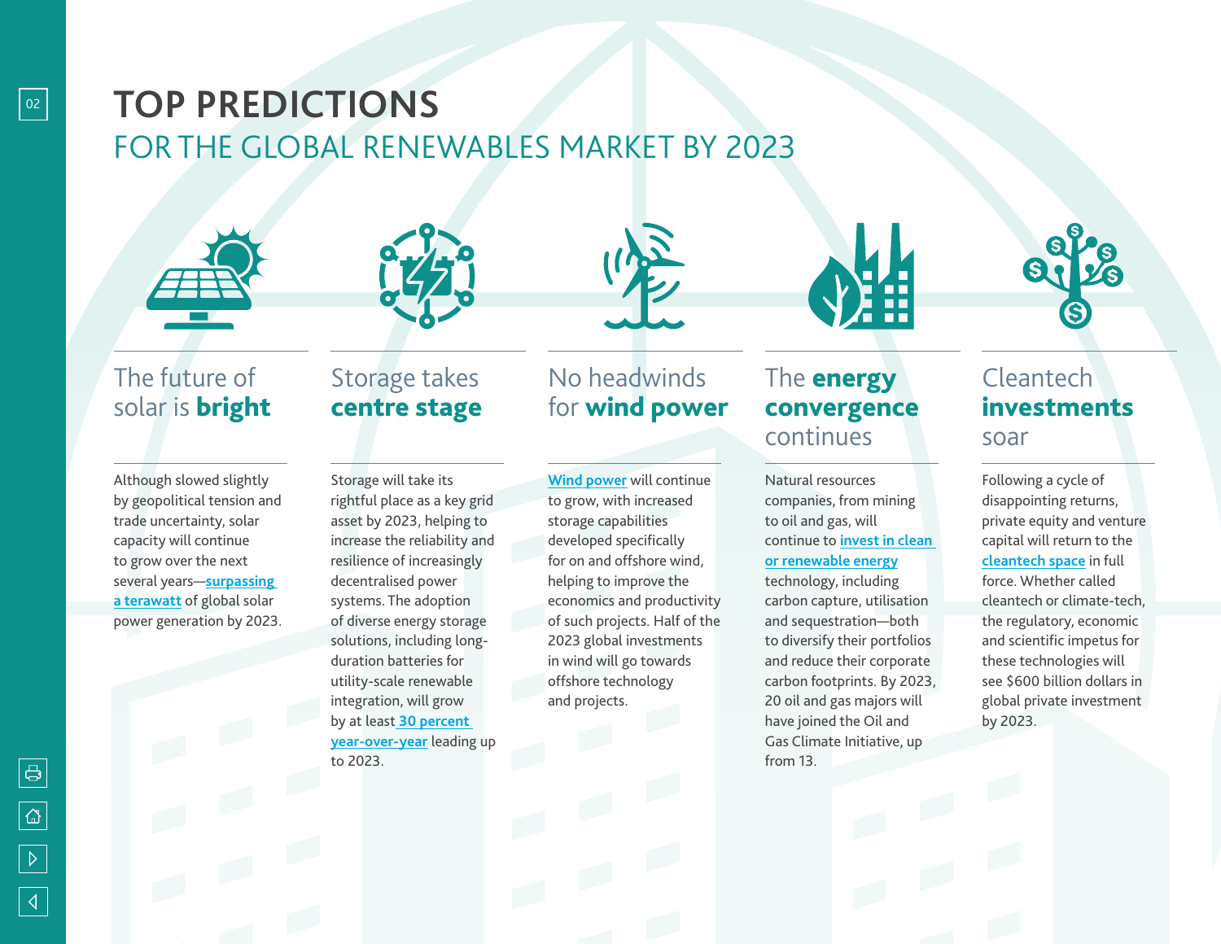# TOP PREDICTIONS

## FOR THE GLOBAL RENEWABLES MARKET BY 2023

### The future of solar is **bright**

Although slowed slightly by geopolitical tension and trade uncertainty, solar capacity will continue to grow over the next several years—surpassing a terawatt of global solar power generation by 2023.

### Storage takes **centre stage**

Storage will take its rightful place as a key grid asset by 2023, helping to increase the reliability and resilience of increasingly decentralised power systems. The adoption of diverse energy storage solutions, including long-duration batteries for utility-scale renewable integration, will grow by at least 30 percent year-over-year leading up to 2023.

### No headwinds for **wind power**

Wind power will continue to grow, with increased storage capabilities developed specifically for on and offshore wind, helping to improve the economics and productivity of such projects. Half of the 2023 global investments in wind will go towards offshore technology and projects.

### The **energy convergence** continues

Natural resources companies, from mining to oil and gas, will continue to invest in clean or renewable energy technology, including carbon capture, utilisation and sequestration—both to diversify their portfolios and reduce their corporate carbon footprints. By 2023, 20 oil and gas majors will have joined the Oil and Gas Climate Initiative, up from 13.

### Cleantech **investments** soar

Following a cycle of disappointing returns, private equity and venture capital will return to the cleantech space in full force. Whether called cleantech or climate-tech, the regulatory, economic and scientific impetus for these technologies will see $600 billion dollars in global private investment by 2023.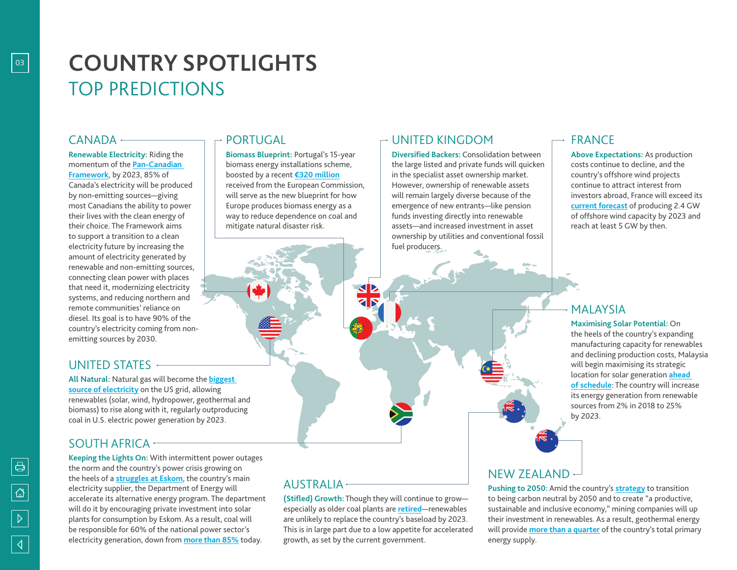# COUNTRY SPOTLIGHTS

## TOP PREDICTIONS

### CANADA

**Renewable Electricity:** Riding the momentum of the Pan-Canadian Framework, by 2023, 85% of Canada's electricity will be produced by non-emitting sources—giving most Canadians the ability to power their lives with the clean energy of their choice. The Framework aims to support a transition to a clean electricity future by increasing the amount of electricity generated by renewable and non-emitting sources, connecting clean power with places that need it, modernizing electricity systems, and reducing northern and remote communities' reliance on diesel. Its goal is to have 90% of the country's electricity coming from non-emitting sources by 2030.

### PORTUGAL

**Biomass Blueprint:** Portugal's 15-year biomass energy installations scheme, boosted by a recent €320 million received from the European Commission, will serve as the new blueprint for how Europe produces biomass energy as a way to reduce dependence on coal and mitigate natural disaster risk.

### UNITED KINGDOM

**Diversified Backers:** Consolidation between the large listed and private funds will quicken in the specialist asset ownership market. However, ownership of renewable assets will remain largely diverse because of the emergence of new entrants—like pension funds investing directly into renewable assets—and increased investment in asset ownership by utilities and conventional fossil fuel producers.

### FRANCE

**Above Expectations:** As production costs continue to decline, and the country's offshore wind projects continue to attract interest from investors abroad, France will exceed its current forecast of producing 2.4 GW of offshore wind capacity by 2023 and reach at least 5 GW by then.

### MALAYSIA

**Maximising Solar Potential:** On the heels of the country's expanding manufacturing capacity for renewables and declining production costs, Malaysia will begin maximising its strategic location for solar generation ahead of schedule: The country will increase its energy generation from renewable sources from 2% in 2018 to 25% by 2023.

### UNITED STATES

**All Natural:** Natural gas will become the biggest source of electricity on the US grid, allowing renewables (solar, wind, hydropower, geothermal and biomass) to rise along with it, regularly outproducing coal in U.S. electric power generation by 2023.

### SOUTH AFRICA

**Keeping the Lights On:** With intermittent power outages the norm and the country's power crisis growing on the heels of a struggles at Eskom, the country's main electricity supplier, the Department of Energy will accelerate its alternative energy program. The department will do it by encouraging private investment into solar plants for consumption by Eskom. As a result, coal will be responsible for 60% of the national power sector's electricity generation, down from more than 85% today.

### AUSTRALIA

**(Stifled) Growth:** Though they will continue to grow—especially as older coal plants are retired—renewables are unlikely to replace the country's baseload by 2023. This is in large part due to a low appetite for accelerated growth, as set by the current government.

### NEW ZEALAND

**Pushing to 2050:** Amid the country's strategy to transition to being carbon neutral by 2050 and to create "a productive, sustainable and inclusive economy," mining companies will up their investment in renewables. As a result, geothermal energy will provide more than a quarter of the country's total primary energy supply.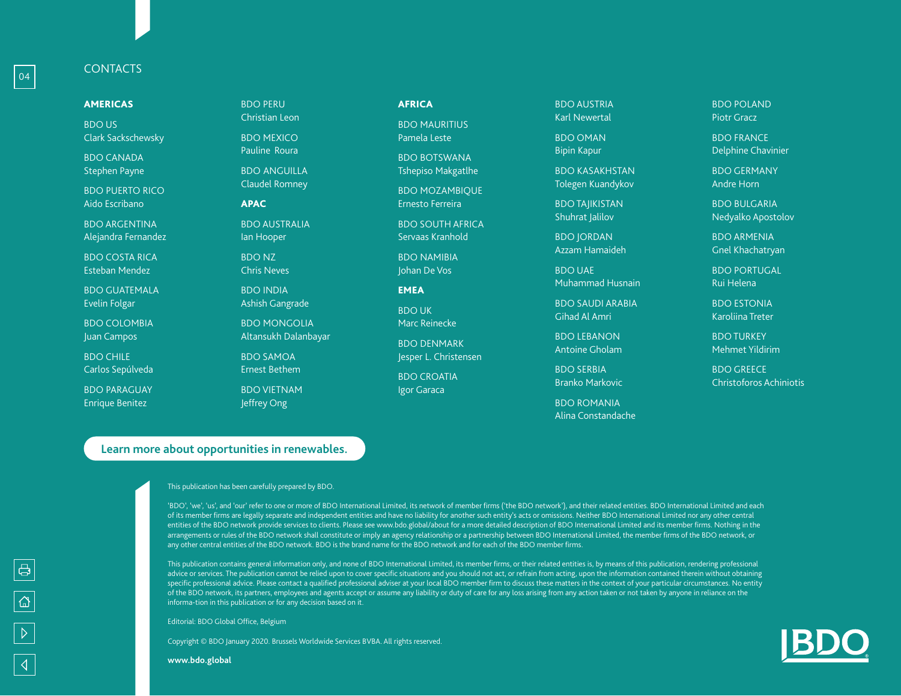## CONTACTS

### AMERICAS

BDO US
Clark Sackschewsky

BDO CANADA
Stephen Payne

BDO PUERTO RICO
Aido Escribano

BDO ARGENTINA
Alejandra Fernandez

BDO COSTA RICA
Esteban Mendez

BDO GUATEMALA
Evelin Folgar

BDO COLOMBIA
Juan Campos

BDO CHILE
Carlos Sepúlveda

BDO PARAGUAY
Enrique Benitez

BDO PERU
Christian Leon

BDO MEXICO
Pauline Roura

BDO ANGUILLA
Claudel Romney

### APAC

BDO AUSTRALIA
Ian Hooper

BDO NZ
Chris Neves

BDO INDIA
Ashish Gangrade

BDO MONGOLIA
Altansukh Dalanbayar

BDO SAMOA
Ernest Bethem

BDO VIETNAM
Jeffrey Ong

### AFRICA

BDO MAURITIUS
Pamela Leste

BDO BOTSWANA
Tshepiso Makgatlhe

BDO MOZAMBIQUE
Ernesto Ferreira

BDO SOUTH AFRICA
Servaas Kranhold

BDO NAMIBIA
Johan De Vos

### EMEA

BDO UK
Marc Reinecke

BDO DENMARK
Jesper L. Christensen

BDO CROATIA
Igor Garaca

BDO AUSTRIA
Karl Newertal

BDO OMAN
Bipin Kapur

BDO KASAKHSTAN
Tolegen Kuandykov

BDO TAJIKISTAN
Shuhrat Jalilov

BDO JORDAN
Azzam Hamaideh

BDO UAE
Muhammad Husnain

BDO SAUDI ARABIA
Gihad Al Amri

BDO LEBANON
Antoine Gholam

BDO SERBIA
Branko Markovic

BDO ROMANIA
Alina Constandache

BDO POLAND
Piotr Gracz

BDO FRANCE
Delphine Chavinier

BDO GERMANY
Andre Horn

BDO BULGARIA
Nedyalko Apostolov

BDO ARMENIA
Gnel Khachatryan

BDO PORTUGAL
Rui Helena

BDO ESTONIA
Karoliina Treter

BDO TURKEY
Mehmet Yildirim

BDO GREECE
Christoforos Achiniotis

**Learn more about opportunities in renewables.**

This publication has been carefully prepared by BDO.

'BDO', 'we', 'us', and 'our' refer to one or more of BDO International Limited, its network of member firms ('the BDO network'), and their related entities. BDO International Limited and each of its member firms are legally separate and independent entities and have no liability for another such entity's acts or omissions. Neither BDO International Limited nor any other central entities of the BDO network provide services to clients. Please see www.bdo.global/about for a more detailed description of BDO International Limited and its member firms. Nothing in the arrangements or rules of the BDO network shall constitute or imply an agency relationship or a partnership between BDO International Limited, the member firms of the BDO network, or any other central entities of the BDO network. BDO is the brand name for the BDO network and for each of the BDO member firms.

This publication contains general information only, and none of BDO International Limited, its member firms, or their related entities is, by means of this publication, rendering professional advice or services. The publication cannot be relied upon to cover specific situations and you should not act, or refrain from acting, upon the information contained therein without obtaining specific professional advice. Please contact a qualified professional adviser at your local BDO member firm to discuss these matters in the context of your particular circumstances. No entity of the BDO network, its partners, employees and agents accept or assume any liability or duty of care for any loss arising from any action taken or not taken by anyone in reliance on the informa-tion in this publication or for any decision based on it.

Editorial: BDO Global Office, Belgium

Copyright © BDO January 2020. Brussels Worldwide Services BVBA. All rights reserved.

**www.bdo.global**

BDO